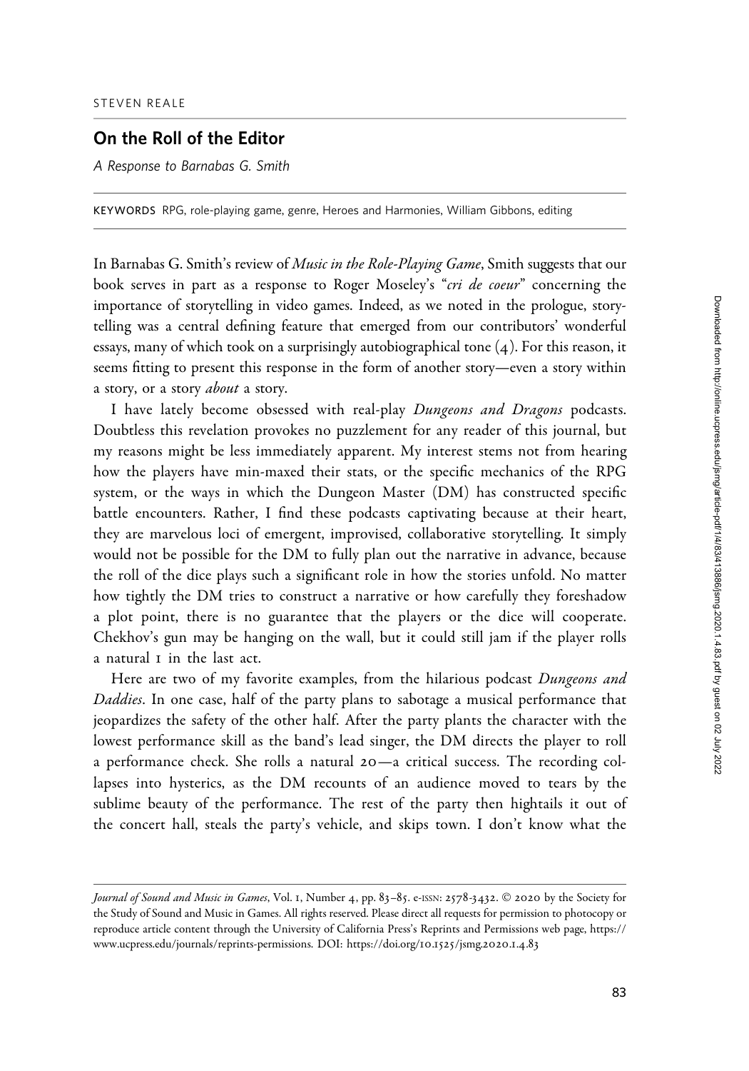STEVEN REALE

# On the Roll of the Editor

*A Response to Barnabas G. Smith*

KEYWORDS RPG, role-playing game, genre, Heroes and Harmonies, William Gibbons, editing

In Barnabas G. Smith's review of *Music in the Role-Playing Game*, Smith suggests that our book serves in part as a response to Roger Moseley's "*cri de coeur*" concerning the importance of storytelling in video games. Indeed, as we noted in the prologue, storytelling was a central defining feature that emerged from our contributors' wonderful essays, many of which took on a surprisingly autobiographical tone (4). For this reason, it seems fitting to present this response in the form of another story—even a story within a story, or a story *about* a story.

I have lately become obsessed with real-play *Dungeons and Dragons* podcasts. Doubtless this revelation provokes no puzzlement for any reader of this journal, but my reasons might be less immediately apparent. My interest stems not from hearing how the players have min-maxed their stats, or the specific mechanics of the RPG system, or the ways in which the Dungeon Master (DM) has constructed specific battle encounters. Rather, I find these podcasts captivating because at their heart, they are marvelous loci of emergent, improvised, collaborative storytelling. It simply would not be possible for the DM to fully plan out the narrative in advance, because the roll of the dice plays such a significant role in how the stories unfold. No matter how tightly the DM tries to construct a narrative or how carefully they foreshadow a plot point, there is no guarantee that the players or the dice will cooperate. Chekhov's gun may be hanging on the wall, but it could still jam if the player rolls a natural 1 in the last act.

Here are two of my favorite examples, from the hilarious podcast *Dungeons and Daddies*. In one case, half of the party plans to sabotage a musical performance that jeopardizes the safety of the other half. After the party plants the character with the lowest performance skill as the band's lead singer, the DM directs the player to roll a performance check. She rolls a natural 20—a critical success. The recording collapses into hysterics, as the DM recounts of an audience moved to tears by the sublime beauty of the performance. The rest of the party then hightails it out of the concert hall, steals the party's vehicle, and skips town. I don't know what the

*Journal of Sound and Music in Games*, Vol. 1, Number 4, pp. 83–85. e-ISSN: 2578-3432. © 2020 by the Society for the Study of Sound and Music in Games. All rights reserved. Please direct all requests for permission to photocopy or reproduce article content through the University of California Press's Reprints and Permissions web page, https://www.ucpress.edu/journals/reprints-permissions. DOI: https://doi.org/10.1525/jsmg.2020.1.4.83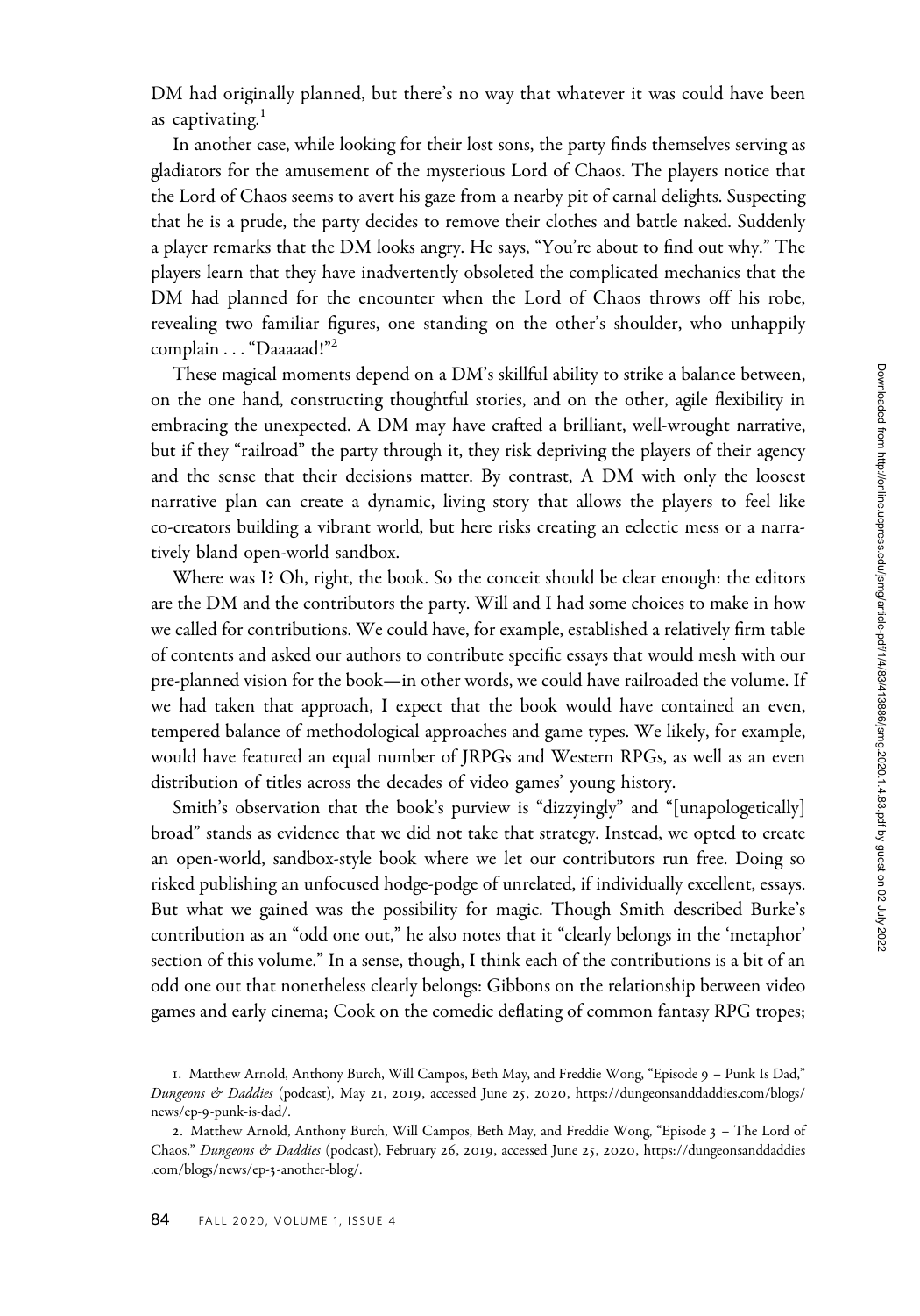DM had originally planned, but there's no way that whatever it was could have been as captivating.[1]

In another case, while looking for their lost sons, the party finds themselves serving as gladiators for the amusement of the mysterious Lord of Chaos. The players notice that the Lord of Chaos seems to avert his gaze from a nearby pit of carnal delights. Suspecting that he is a prude, the party decides to remove their clothes and battle naked. Suddenly a player remarks that the DM looks angry. He says, "You're about to find out why." The players learn that they have inadvertently obsoleted the complicated mechanics that the DM had planned for the encounter when the Lord of Chaos throws off his robe, revealing two familiar figures, one standing on the other's shoulder, who unhappily complain . . . "Daaaaad!"[2]

These magical moments depend on a DM's skillful ability to strike a balance between, on the one hand, constructing thoughtful stories, and on the other, agile flexibility in embracing the unexpected. A DM may have crafted a brilliant, well-wrought narrative, but if they "railroad" the party through it, they risk depriving the players of their agency and the sense that their decisions matter. By contrast, A DM with only the loosest narrative plan can create a dynamic, living story that allows the players to feel like co-creators building a vibrant world, but here risks creating an eclectic mess or a narratively bland open-world sandbox.

Where was I? Oh, right, the book. So the conceit should be clear enough: the editors are the DM and the contributors the party. Will and I had some choices to make in how we called for contributions. We could have, for example, established a relatively firm table of contents and asked our authors to contribute specific essays that would mesh with our pre-planned vision for the book—in other words, we could have railroaded the volume. If we had taken that approach, I expect that the book would have contained an even, tempered balance of methodological approaches and game types. We likely, for example, would have featured an equal number of JRPGs and Western RPGs, as well as an even distribution of titles across the decades of video games' young history.

Smith's observation that the book's purview is "dizzyingly" and "[unapologetically] broad" stands as evidence that we did not take that strategy. Instead, we opted to create an open-world, sandbox-style book where we let our contributors run free. Doing so risked publishing an unfocused hodge-podge of unrelated, if individually excellent, essays. But what we gained was the possibility for magic. Though Smith described Burke's contribution as an "odd one out," he also notes that it "clearly belongs in the 'metaphor' section of this volume." In a sense, though, I think each of the contributions is a bit of an odd one out that nonetheless clearly belongs: Gibbons on the relationship between video games and early cinema; Cook on the comedic deflating of common fantasy RPG tropes;

1. Matthew Arnold, Anthony Burch, Will Campos, Beth May, and Freddie Wong, "Episode 9 – Punk Is Dad," *Dungeons & Daddies* (podcast), May 21, 2019, accessed June 25, 2020, https://dungeonsanddaddies.com/blogs/news/ep-9-punk-is-dad/.

2. Matthew Arnold, Anthony Burch, Will Campos, Beth May, and Freddie Wong, "Episode 3 – The Lord of Chaos," *Dungeons & Daddies* (podcast), February 26, 2019, accessed June 25, 2020, https://dungeonsanddaddies.com/blogs/news/ep-3-another-blog/.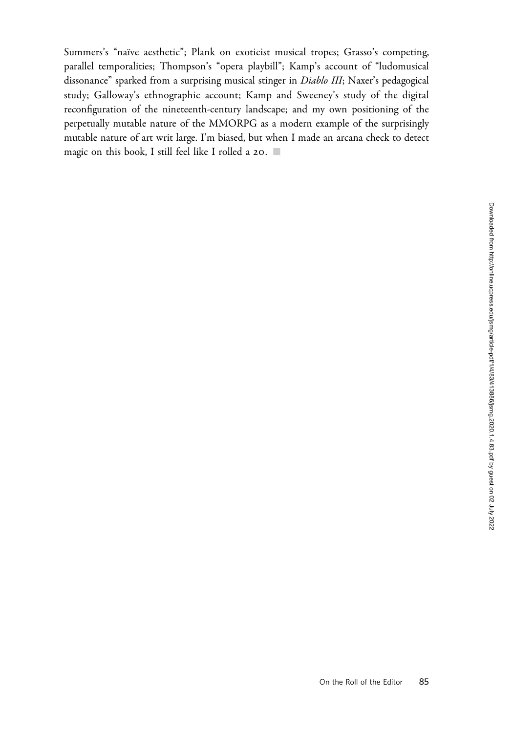Summers's "naïve aesthetic"; Plank on exoticist musical tropes; Grasso's competing, parallel temporalities; Thompson's "opera playbill"; Kamp's account of "ludomusical dissonance" sparked from a surprising musical stinger in *Diablo III*; Naxer's pedagogical study; Galloway's ethnographic account; Kamp and Sweeney's study of the digital reconfiguration of the nineteenth-century landscape; and my own positioning of the perpetually mutable nature of the MMORPG as a modern example of the surprisingly mutable nature of art writ large. I'm biased, but when I made an arcana check to detect magic on this book, I still feel like I rolled a 20. ■